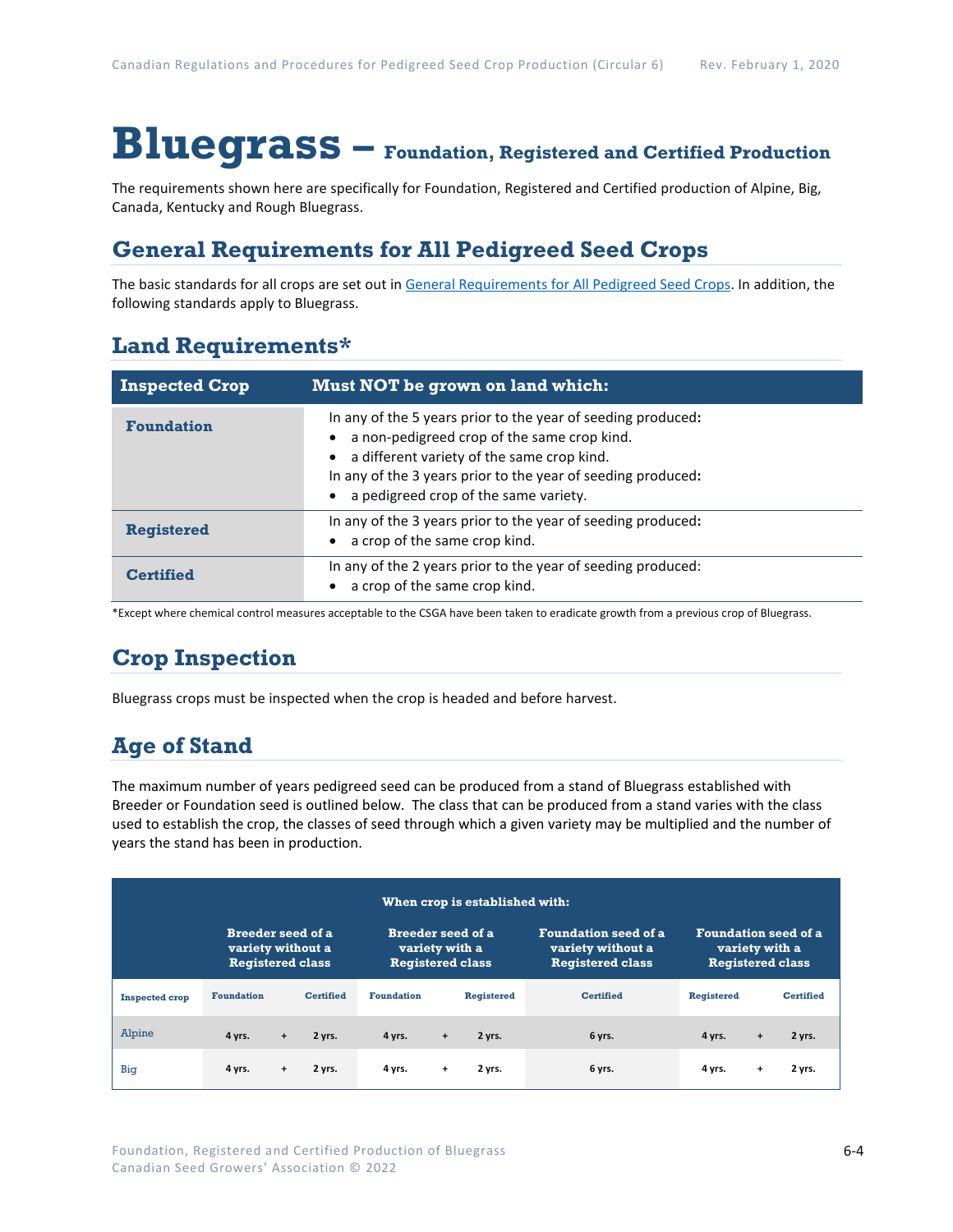# Bluegrass – Foundation, Registered and Certified Production

The requirements shown here are specifically for Foundation, Registered and Certified production of Alpine, Big, Canada, Kentucky and Rough Bluegrass.

## General Requirements for All Pedigreed Seed Crops

The basic standards for all crops are set out in [General Requirements for All Pedigreed Seed Crops](). In addition, the following standards apply to Bluegrass.

## Land Requirements*

| Inspected Crop | Must NOT be grown on land which: |
|---|---|
| **Foundation** | In any of the 5 years prior to the year of seeding produced:<br>• a non-pedigreed crop of the same crop kind.<br>• a different variety of the same crop kind.<br>In any of the 3 years prior to the year of seeding produced:<br>• a pedigreed crop of the same variety. |
| **Registered** | In any of the 3 years prior to the year of seeding produced:<br>• a crop of the same crop kind. |
| **Certified** | In any of the 2 years prior to the year of seeding produced:<br>• a crop of the same crop kind. |

*Except where chemical control measures acceptable to the CSGA have been taken to eradicate growth from a previous crop of Bluegrass.

## Crop Inspection

Bluegrass crops must be inspected when the crop is headed and before harvest.

## Age of Stand

The maximum number of years pedigreed seed can be produced from a stand of Bluegrass established with Breeder or Foundation seed is outlined below. The class that can be produced from a stand varies with the class used to establish the crop, the classes of seed through which a given variety may be multiplied and the number of years the stand has been in production.

| | When crop is established with: | | | | | | | | | | |
|---|---|---|---|---|---|---|---|---|---|---|---|
| | Breeder seed of a variety without a Registered class | | | Breeder seed of a variety with a Registered class | | | Foundation seed of a variety without a Registered class | Foundation seed of a variety with a Registered class | | |
| Inspected crop | Foundation | | Certified | Foundation | | Registered | Certified | Registered | | Certified |
| Alpine | 4 yrs. | + | 2 yrs. | 4 yrs. | + | 2 yrs. | 6 yrs. | 4 yrs. | + | 2 yrs. |
| Big | 4 yrs. | + | 2 yrs. | 4 yrs. | + | 2 yrs. | 6 yrs. | 4 yrs. | + | 2 yrs. |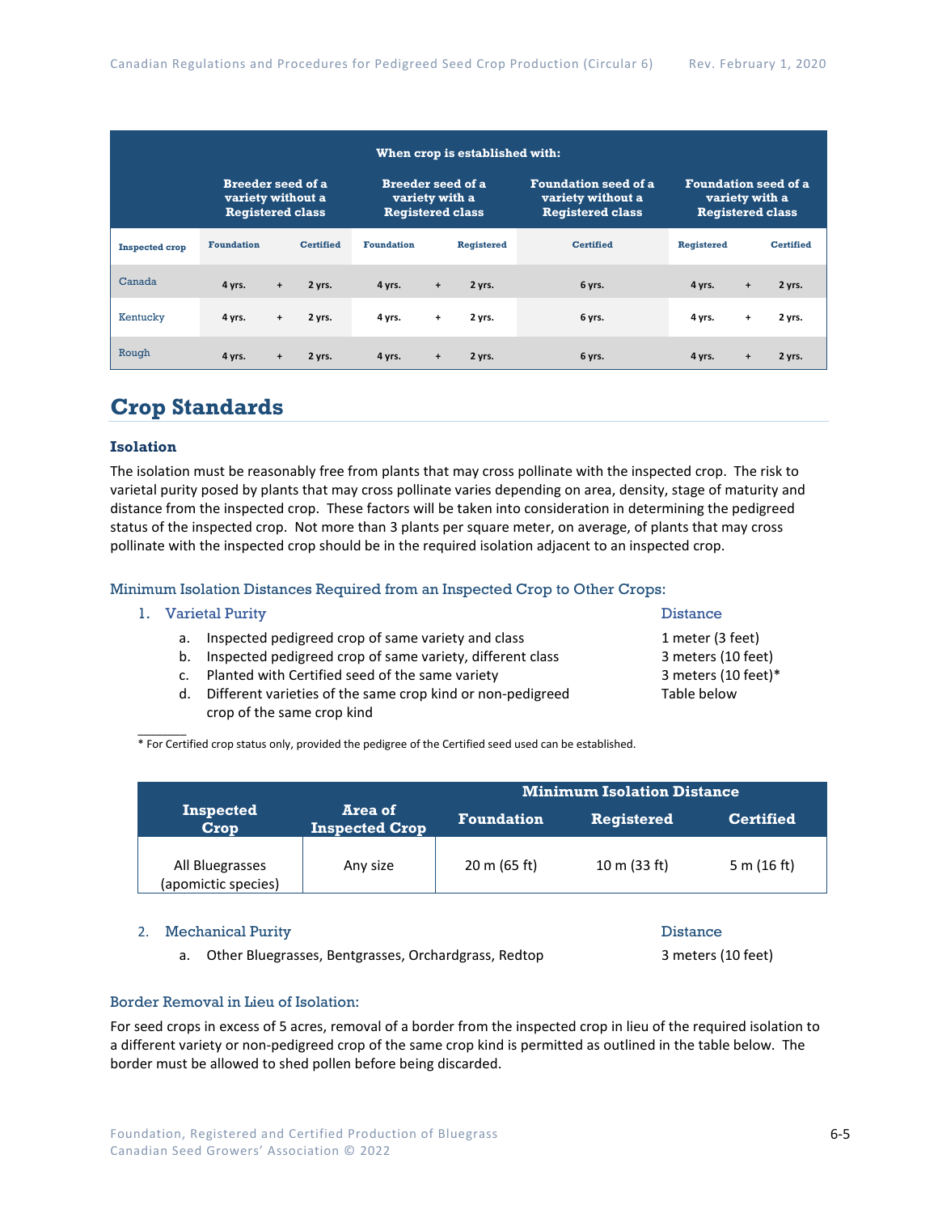| | When crop is established with: | | | | | | |
|---|---|---|---|---|---|---|---|
| | Breeder seed of a variety without a Registered class | | Breeder seed of a variety with a Registered class | | Foundation seed of a variety without a Registered class | Foundation seed of a variety with a Registered class | |
| Inspected crop | Foundation | Certified | Foundation | Registered | Certified | Registered | Certified |
| Canada | 4 yrs. + | 2 yrs. | 4 yrs. + | 2 yrs. | 6 yrs. | 4 yrs. + | 2 yrs. |
| Kentucky | 4 yrs. + | 2 yrs. | 4 yrs. + | 2 yrs. | 6 yrs. | 4 yrs. + | 2 yrs. |
| Rough | 4 yrs. + | 2 yrs. | 4 yrs. + | 2 yrs. | 6 yrs. | 4 yrs. + | 2 yrs. |

## Crop Standards

### Isolation

The isolation must be reasonably free from plants that may cross pollinate with the inspected crop. The risk to varietal purity posed by plants that may cross pollinate varies depending on area, density, stage of maturity and distance from the inspected crop. These factors will be taken into consideration in determining the pedigreed status of the inspected crop. Not more than 3 plants per square meter, on average, of plants that may cross pollinate with the inspected crop should be in the required isolation adjacent to an inspected crop.

#### Minimum Isolation Distances Required from an Inspected Crop to Other Crops:

1. Varietal Purity — Distance
   a. Inspected pedigreed crop of same variety and class — 1 meter (3 feet)
   b. Inspected pedigreed crop of same variety, different class — 3 meters (10 feet)
   c. Planted with Certified seed of the same variety — 3 meters (10 feet)*
   d. Different varieties of the same crop kind or non-pedigreed crop of the same crop kind — Table below

\* For Certified crop status only, provided the pedigree of the Certified seed used can be established.

| Inspected Crop | Area of Inspected Crop | Minimum Isolation Distance | | |
|---|---|---|---|---|
| | | Foundation | Registered | Certified |
| All Bluegrasses (apomictic species) | Any size | 20 m (65 ft) | 10 m (33 ft) | 5 m (16 ft) |

2. Mechanical Purity — Distance
   a. Other Bluegrasses, Bentgrasses, Orchardgrass, Redtop — 3 meters (10 feet)

#### Border Removal in Lieu of Isolation:

For seed crops in excess of 5 acres, removal of a border from the inspected crop in lieu of the required isolation to a different variety or non-pedigreed crop of the same crop kind is permitted as outlined in the table below. The border must be allowed to shed pollen before being discarded.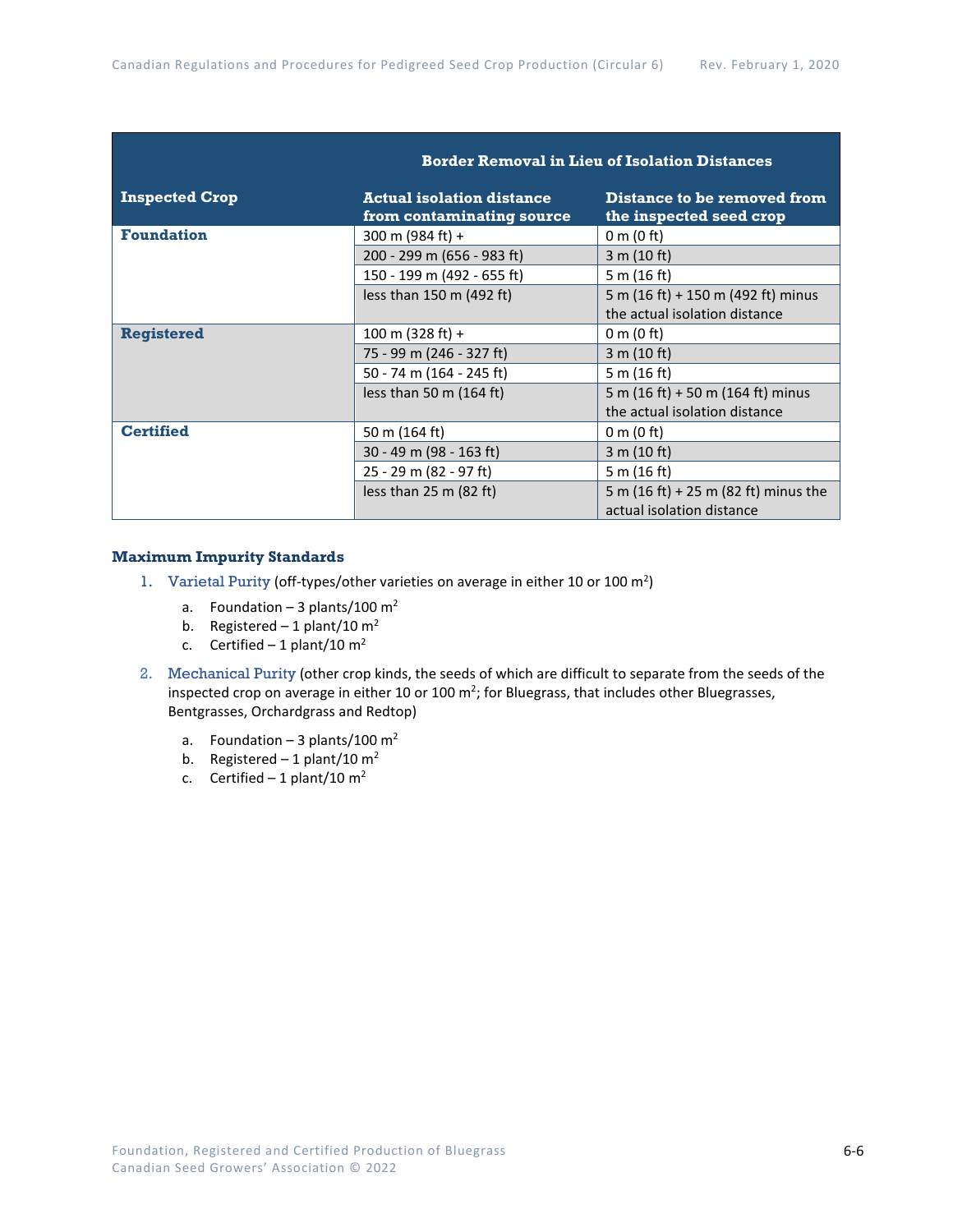| Inspected Crop | Border Removal in Lieu of Isolation Distances | |
|---|---|---|
| | **Actual isolation distance from contaminating source** | **Distance to be removed from the inspected seed crop** |
| **Foundation** | 300 m (984 ft) + | 0 m (0 ft) |
| | 200 - 299 m (656 - 983 ft) | 3 m (10 ft) |
| | 150 - 199 m (492 - 655 ft) | 5 m (16 ft) |
| | less than 150 m (492 ft) | 5 m (16 ft) + 150 m (492 ft) minus the actual isolation distance |
| **Registered** | 100 m (328 ft) + | 0 m (0 ft) |
| | 75 - 99 m (246 - 327 ft) | 3 m (10 ft) |
| | 50 - 74 m (164 - 245 ft) | 5 m (16 ft) |
| | less than 50 m (164 ft) | 5 m (16 ft) + 50 m (164 ft) minus the actual isolation distance |
| **Certified** | 50 m (164 ft) | 0 m (0 ft) |
| | 30 - 49 m (98 - 163 ft) | 3 m (10 ft) |
| | 25 - 29 m (82 - 97 ft) | 5 m (16 ft) |
| | less than 25 m (82 ft) | 5 m (16 ft) + 25 m (82 ft) minus the actual isolation distance |

### Maximum Impurity Standards

1. Varietal Purity (off-types/other varieties on average in either 10 or 100 $m^2$)
   a. Foundation – 3 plants/100 $m^2$
   b. Registered – 1 plant/10 $m^2$
   c. Certified – 1 plant/10 $m^2$
2. Mechanical Purity (other crop kinds, the seeds of which are difficult to separate from the seeds of the inspected crop on average in either 10 or 100 $m^2$; for Bluegrass, that includes other Bluegrasses, Bentgrasses, Orchardgrass and Redtop)
   a. Foundation – 3 plants/100 $m^2$
   b. Registered – 1 plant/10 $m^2$
   c. Certified – 1 plant/10 $m^2$